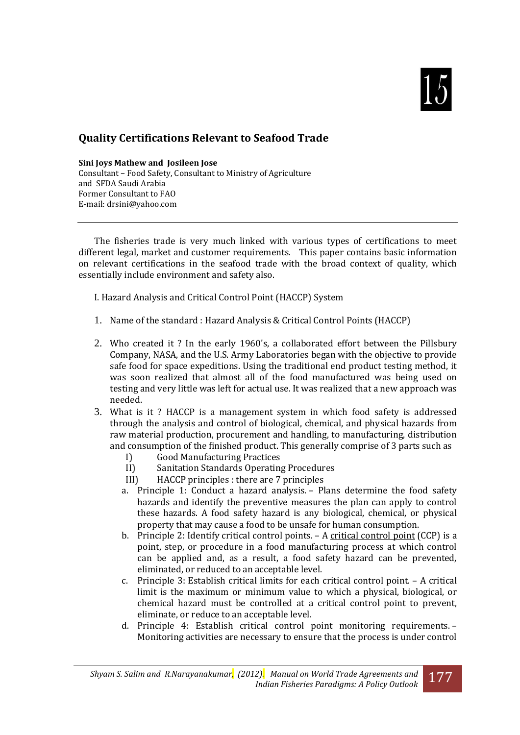15

## Quality Certifications Relevant to Seafood Trade

**Sini Joys Mathew and Josileen Jose**
Consultant – Food Safety, Consultant to Ministry of Agriculture and SFDA Saudi Arabia
Former Consultant to FAO
E-mail: drsini@yahoo.com

---

The fisheries trade is very much linked with various types of certifications to meet different legal, market and customer requirements. This paper contains basic information on relevant certifications in the seafood trade with the broad context of quality, which essentially include environment and safety also.

I. Hazard Analysis and Critical Control Point (HACCP) System

1. Name of the standard : Hazard Analysis & Critical Control Points (HACCP)
2. Who created it ? In the early 1960's, a collaborated effort between the Pillsbury Company, NASA, and the U.S. Army Laboratories began with the objective to provide safe food for space expeditions. Using the traditional end product testing method, it was soon realized that almost all of the food manufactured was being used on testing and very little was left for actual use. It was realized that a new approach was needed.
3. What is it ? HACCP is a management system in which food safety is addressed through the analysis and control of biological, chemical, and physical hazards from raw material production, procurement and handling, to manufacturing, distribution and consumption of the finished product. This generally comprise of 3 parts such as
   - I) Good Manufacturing Practices
   - II) Sanitation Standards Operating Procedures
   - III) HACCP principles : there are 7 principles
   
   a. Principle 1: Conduct a hazard analysis. – Plans determine the food safety hazards and identify the preventive measures the plan can apply to control these hazards. A food safety hazard is any biological, chemical, or physical property that may cause a food to be unsafe for human consumption.
   
   b. Principle 2: Identify critical control points. – A critical control point (CCP) is a point, step, or procedure in a food manufacturing process at which control can be applied and, as a result, a food safety hazard can be prevented, eliminated, or reduced to an acceptable level.
   
   c. Principle 3: Establish critical limits for each critical control point. – A critical limit is the maximum or minimum value to which a physical, biological, or chemical hazard must be controlled at a critical control point to prevent, eliminate, or reduce to an acceptable level.
   
   d. Principle 4: Establish critical control point monitoring requirements. – Monitoring activities are necessary to ensure that the process is under control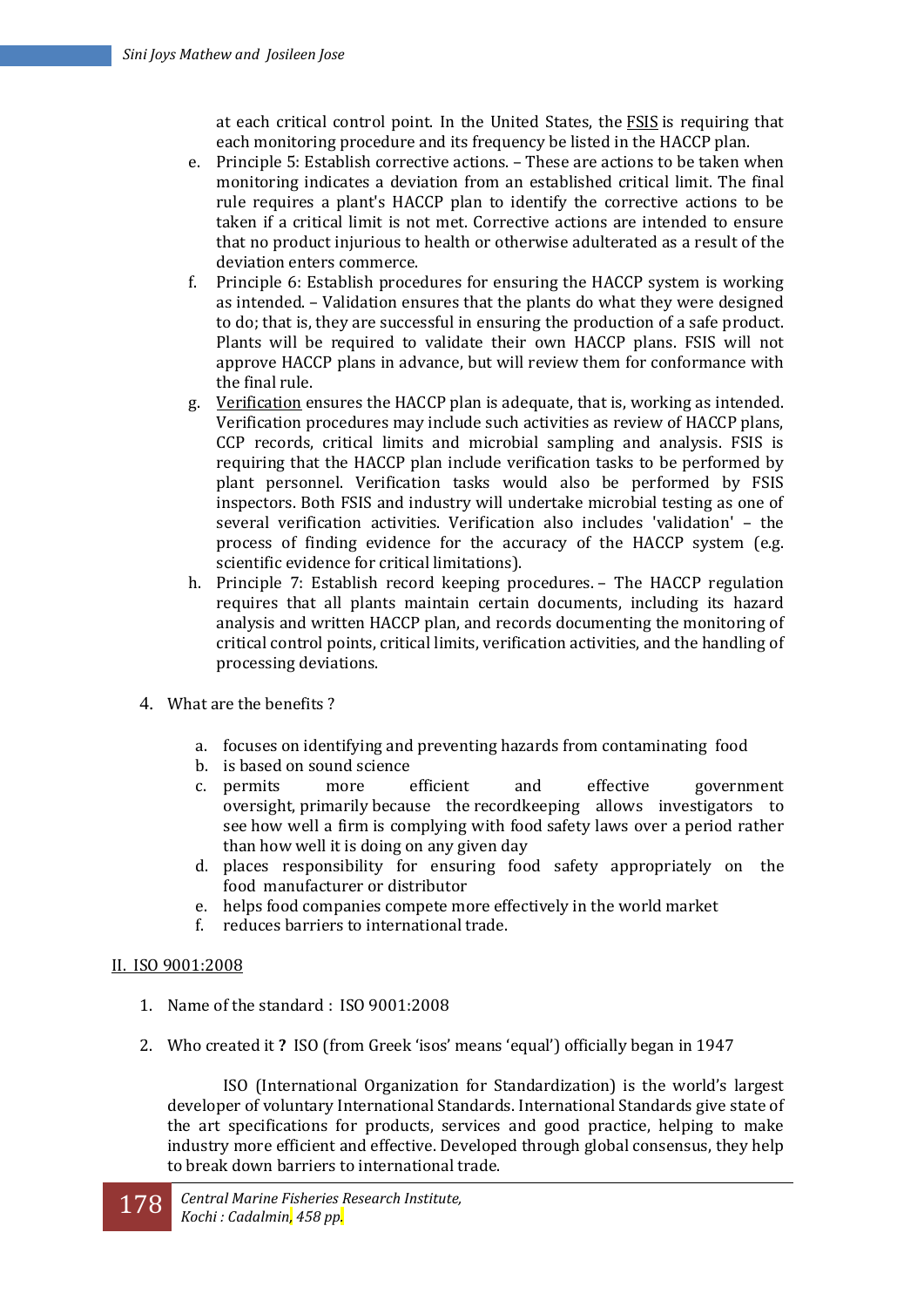at each critical control point. In the United States, the FSIS is requiring that each monitoring procedure and its frequency be listed in the HACCP plan.

e. Principle 5: Establish corrective actions. – These are actions to be taken when monitoring indicates a deviation from an established critical limit. The final rule requires a plant's HACCP plan to identify the corrective actions to be taken if a critical limit is not met. Corrective actions are intended to ensure that no product injurious to health or otherwise adulterated as a result of the deviation enters commerce.

f. Principle 6: Establish procedures for ensuring the HACCP system is working as intended. – Validation ensures that the plants do what they were designed to do; that is, they are successful in ensuring the production of a safe product. Plants will be required to validate their own HACCP plans. FSIS will not approve HACCP plans in advance, but will review them for conformance with the final rule.

g. Verification ensures the HACCP plan is adequate, that is, working as intended. Verification procedures may include such activities as review of HACCP plans, CCP records, critical limits and microbial sampling and analysis. FSIS is requiring that the HACCP plan include verification tasks to be performed by plant personnel. Verification tasks would also be performed by FSIS inspectors. Both FSIS and industry will undertake microbial testing as one of several verification activities. Verification also includes 'validation' – the process of finding evidence for the accuracy of the HACCP system (e.g. scientific evidence for critical limitations).

h. Principle 7: Establish record keeping procedures. – The HACCP regulation requires that all plants maintain certain documents, including its hazard analysis and written HACCP plan, and records documenting the monitoring of critical control points, critical limits, verification activities, and the handling of processing deviations.

4. What are the benefits ?

   a. focuses on identifying and preventing hazards from contaminating food
   b. is based on sound science
   c. permits more efficient and effective government oversight, primarily because the recordkeeping allows investigators to see how well a firm is complying with food safety laws over a period rather than how well it is doing on any given day
   d. places responsibility for ensuring food safety appropriately on the food manufacturer or distributor
   e. helps food companies compete more effectively in the world market
   f. reduces barriers to international trade.

## II. ISO 9001:2008

1. Name of the standard : ISO 9001:2008

2. Who created it **?** ISO (from Greek 'isos' means 'equal') officially began in 1947

   ISO (International Organization for Standardization) is the world's largest developer of voluntary International Standards. International Standards give state of the art specifications for products, services and good practice, helping to make industry more efficient and effective. Developed through global consensus, they help to break down barriers to international trade.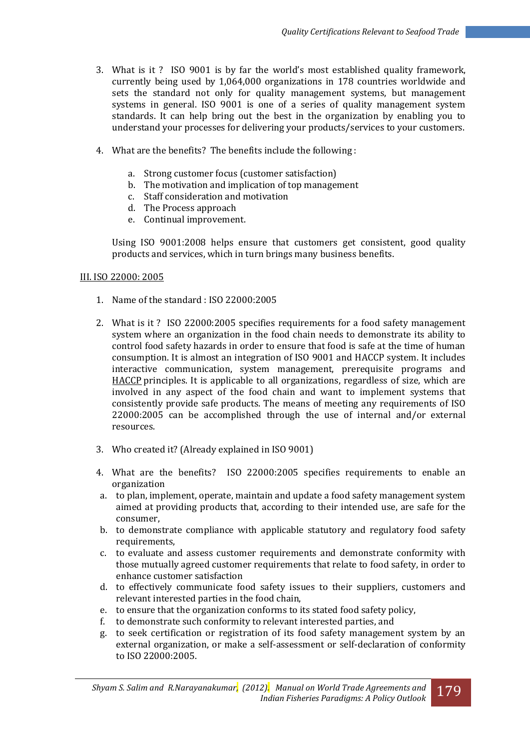3. What is it ? ISO 9001 is by far the world's most established quality framework, currently being used by 1,064,000 organizations in 178 countries worldwide and sets the standard not only for quality management systems, but management systems in general. ISO 9001 is one of a series of quality management system standards. It can help bring out the best in the organization by enabling you to understand your processes for delivering your products/services to your customers.

4. What are the benefits? The benefits include the following :

   a. Strong customer focus (customer satisfaction)
   b. The motivation and implication of top management
   c. Staff consideration and motivation
   d. The Process approach
   e. Continual improvement.

   Using ISO 9001:2008 helps ensure that customers get consistent, good quality products and services, which in turn brings many business benefits.

## III. ISO 22000: 2005

1. Name of the standard : ISO 22000:2005

2. What is it ? ISO 22000:2005 specifies requirements for a food safety management system where an organization in the food chain needs to demonstrate its ability to control food safety hazards in order to ensure that food is safe at the time of human consumption. It is almost an integration of ISO 9001 and HACCP system. It includes interactive communication, system management, prerequisite programs and HACCP principles. It is applicable to all organizations, regardless of size, which are involved in any aspect of the food chain and want to implement systems that consistently provide safe products. The means of meeting any requirements of ISO 22000:2005 can be accomplished through the use of internal and/or external resources.

3. Who created it? (Already explained in ISO 9001)

4. What are the benefits? ISO 22000:2005 specifies requirements to enable an organization

   a. to plan, implement, operate, maintain and update a food safety management system aimed at providing products that, according to their intended use, are safe for the consumer,
   b. to demonstrate compliance with applicable statutory and regulatory food safety requirements,
   c. to evaluate and assess customer requirements and demonstrate conformity with those mutually agreed customer requirements that relate to food safety, in order to enhance customer satisfaction
   d. to effectively communicate food safety issues to their suppliers, customers and relevant interested parties in the food chain,
   e. to ensure that the organization conforms to its stated food safety policy,
   f. to demonstrate such conformity to relevant interested parties, and
   g. to seek certification or registration of its food safety management system by an external organization, or make a self-assessment or self-declaration of conformity to ISO 22000:2005.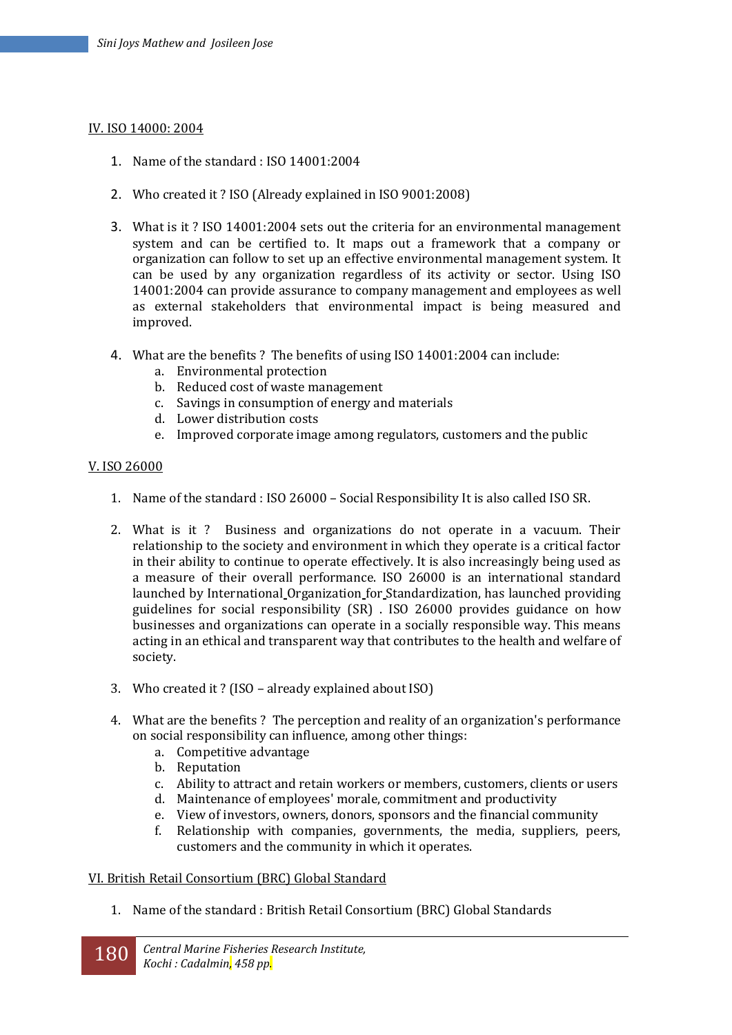## IV. ISO 14000: 2004

1. Name of the standard : ISO 14001:2004
2. Who created it ? ISO (Already explained in ISO 9001:2008)
3. What is it ? ISO 14001:2004 sets out the criteria for an environmental management system and can be certified to. It maps out a framework that a company or organization can follow to set up an effective environmental management system. It can be used by any organization regardless of its activity or sector. Using ISO 14001:2004 can provide assurance to company management and employees as well as external stakeholders that environmental impact is being measured and improved.
4. What are the benefits ? The benefits of using ISO 14001:2004 can include:
   a. Environmental protection
   b. Reduced cost of waste management
   c. Savings in consumption of energy and materials
   d. Lower distribution costs
   e. Improved corporate image among regulators, customers and the public

## V. ISO 26000

1. Name of the standard : ISO 26000 – Social Responsibility It is also called ISO SR.
2. What is it ? Business and organizations do not operate in a vacuum. Their relationship to the society and environment in which they operate is a critical factor in their ability to continue to operate effectively. It is also increasingly being used as a measure of their overall performance. ISO 26000 is an international standard launched by International Organization for Standardization, has launched providing guidelines for social responsibility (SR) . ISO 26000 provides guidance on how businesses and organizations can operate in a socially responsible way. This means acting in an ethical and transparent way that contributes to the health and welfare of society.
3. Who created it ? (ISO – already explained about ISO)
4. What are the benefits ? The perception and reality of an organization's performance on social responsibility can influence, among other things:
   a. Competitive advantage
   b. Reputation
   c. Ability to attract and retain workers or members, customers, clients or users
   d. Maintenance of employees' morale, commitment and productivity
   e. View of investors, owners, donors, sponsors and the financial community
   f. Relationship with companies, governments, the media, suppliers, peers, customers and the community in which it operates.

## VI. British Retail Consortium (BRC) Global Standard

1. Name of the standard : British Retail Consortium (BRC) Global Standards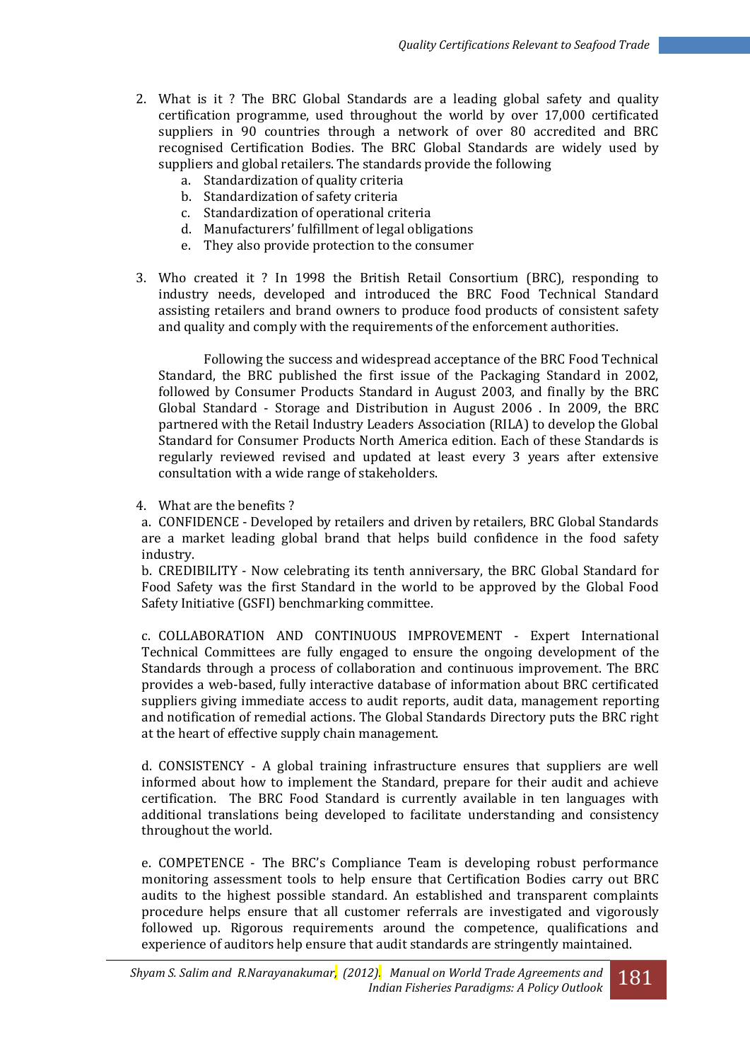2. What is it ? The BRC Global Standards are a leading global safety and quality certification programme, used throughout the world by over 17,000 certificated suppliers in 90 countries through a network of over 80 accredited and BRC recognised Certification Bodies. The BRC Global Standards are widely used by suppliers and global retailers. The standards provide the following
    a. Standardization of quality criteria
    b. Standardization of safety criteria
    c. Standardization of operational criteria
    d. Manufacturers' fulfillment of legal obligations
    e. They also provide protection to the consumer

3. Who created it ? In 1998 the British Retail Consortium (BRC), responding to industry needs, developed and introduced the BRC Food Technical Standard assisting retailers and brand owners to produce food products of consistent safety and quality and comply with the requirements of the enforcement authorities.

   Following the success and widespread acceptance of the BRC Food Technical Standard, the BRC published the first issue of the Packaging Standard in 2002, followed by Consumer Products Standard in August 2003, and finally by the BRC Global Standard - Storage and Distribution in August 2006 . In 2009, the BRC partnered with the Retail Industry Leaders Association (RILA) to develop the Global Standard for Consumer Products North America edition. Each of these Standards is regularly reviewed revised and updated at least every 3 years after extensive consultation with a wide range of stakeholders.

4. What are the benefits ?

a. CONFIDENCE - Developed by retailers and driven by retailers, BRC Global Standards are a market leading global brand that helps build confidence in the food safety industry.

b. CREDIBILITY - Now celebrating its tenth anniversary, the BRC Global Standard for Food Safety was the first Standard in the world to be approved by the Global Food Safety Initiative (GSFI) benchmarking committee.

c. COLLABORATION AND CONTINUOUS IMPROVEMENT - Expert International Technical Committees are fully engaged to ensure the ongoing development of the Standards through a process of collaboration and continuous improvement. The BRC provides a web-based, fully interactive database of information about BRC certificated suppliers giving immediate access to audit reports, audit data, management reporting and notification of remedial actions. The Global Standards Directory puts the BRC right at the heart of effective supply chain management.

d. CONSISTENCY - A global training infrastructure ensures that suppliers are well informed about how to implement the Standard, prepare for their audit and achieve certification. The BRC Food Standard is currently available in ten languages with additional translations being developed to facilitate understanding and consistency throughout the world.

e. COMPETENCE - The BRC's Compliance Team is developing robust performance monitoring assessment tools to help ensure that Certification Bodies carry out BRC audits to the highest possible standard. An established and transparent complaints procedure helps ensure that all customer referrals are investigated and vigorously followed up. Rigorous requirements around the competence, qualifications and experience of auditors help ensure that audit standards are stringently maintained.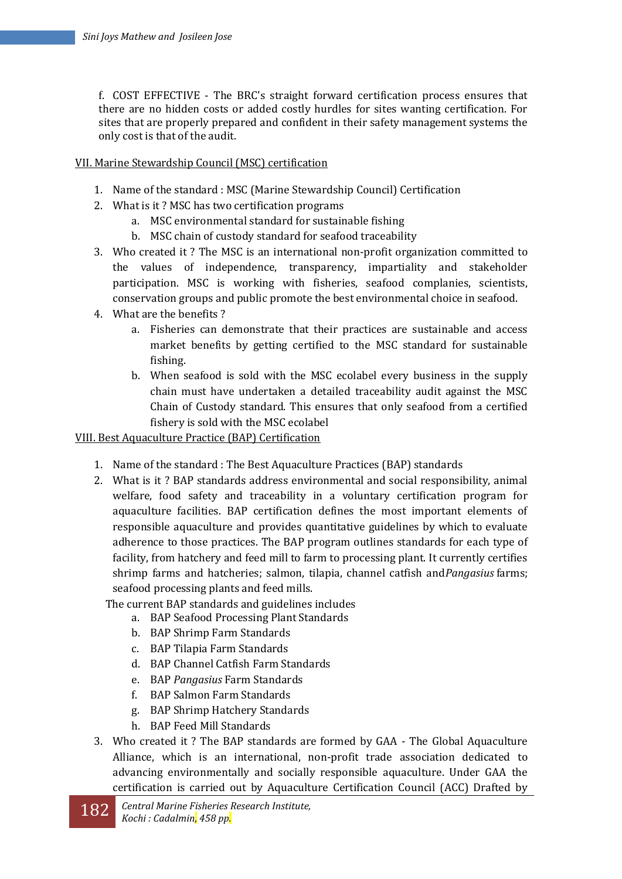f. COST EFFECTIVE - The BRC's straight forward certification process ensures that there are no hidden costs or added costly hurdles for sites wanting certification. For sites that are properly prepared and confident in their safety management systems the only cost is that of the audit.

VII. Marine Stewardship Council (MSC) certification

1. Name of the standard : MSC (Marine Stewardship Council) Certification
2. What is it ? MSC has two certification programs
   a. MSC environmental standard for sustainable fishing
   b. MSC chain of custody standard for seafood traceability
3. Who created it ? The MSC is an international non-profit organization committed to the values of independence, transparency, impartiality and stakeholder participation. MSC is working with fisheries, seafood complanies, scientists, conservation groups and public promote the best environmental choice in seafood.
4. What are the benefits ?
   a. Fisheries can demonstrate that their practices are sustainable and access market benefits by getting certified to the MSC standard for sustainable fishing.
   b. When seafood is sold with the MSC ecolabel every business in the supply chain must have undertaken a detailed traceability audit against the MSC Chain of Custody standard. This ensures that only seafood from a certified fishery is sold with the MSC ecolabel

VIII. Best Aquaculture Practice (BAP) Certification

1. Name of the standard : The Best Aquaculture Practices (BAP) standards
2. What is it ? BAP standards address environmental and social responsibility, animal welfare, food safety and traceability in a voluntary certification program for aquaculture facilities. BAP certification defines the most important elements of responsible aquaculture and provides quantitative guidelines by which to evaluate adherence to those practices. The BAP program outlines standards for each type of facility, from hatchery and feed mill to farm to processing plant. It currently certifies shrimp farms and hatcheries; salmon, tilapia, channel catfish and *Pangasius* farms; seafood processing plants and feed mills.

   The current BAP standards and guidelines includes
   a. BAP Seafood Processing Plant Standards
   b. BAP Shrimp Farm Standards
   c. BAP Tilapia Farm Standards
   d. BAP Channel Catfish Farm Standards
   e. BAP *Pangasius* Farm Standards
   f. BAP Salmon Farm Standards
   g. BAP Shrimp Hatchery Standards
   h. BAP Feed Mill Standards
3. Who created it ? The BAP standards are formed by GAA - The Global Aquaculture Alliance, which is an international, non-profit trade association dedicated to advancing environmentally and socially responsible aquaculture. Under GAA the certification is carried out by Aquaculture Certification Council (ACC) Drafted by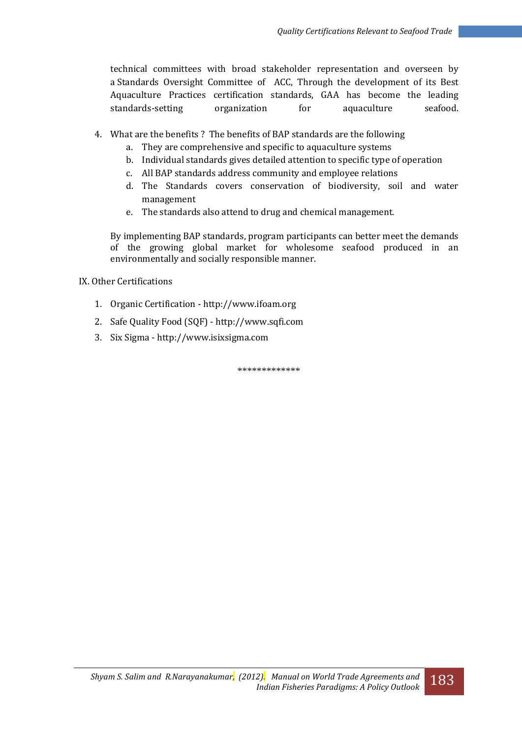technical committees with broad stakeholder representation and overseen by a Standards Oversight Committee of ACC, Through the development of its Best Aquaculture Practices certification standards, GAA has become the leading standards-setting organization for aquaculture seafood.

4. What are the benefits ? The benefits of BAP standards are the following
   a. They are comprehensive and specific to aquaculture systems
   b. Individual standards gives detailed attention to specific type of operation
   c. All BAP standards address community and employee relations
   d. The Standards covers conservation of biodiversity, soil and water management
   e. The standards also attend to drug and chemical management.

   By implementing BAP standards, program participants can better meet the demands of the growing global market for wholesome seafood produced in an environmentally and socially responsible manner.

IX. Other Certifications

1. Organic Certification - http://www.ifoam.org
2. Safe Quality Food (SQF) - http://www.sqfi.com
3. Six Sigma - http://www.isixsigma.com

*************